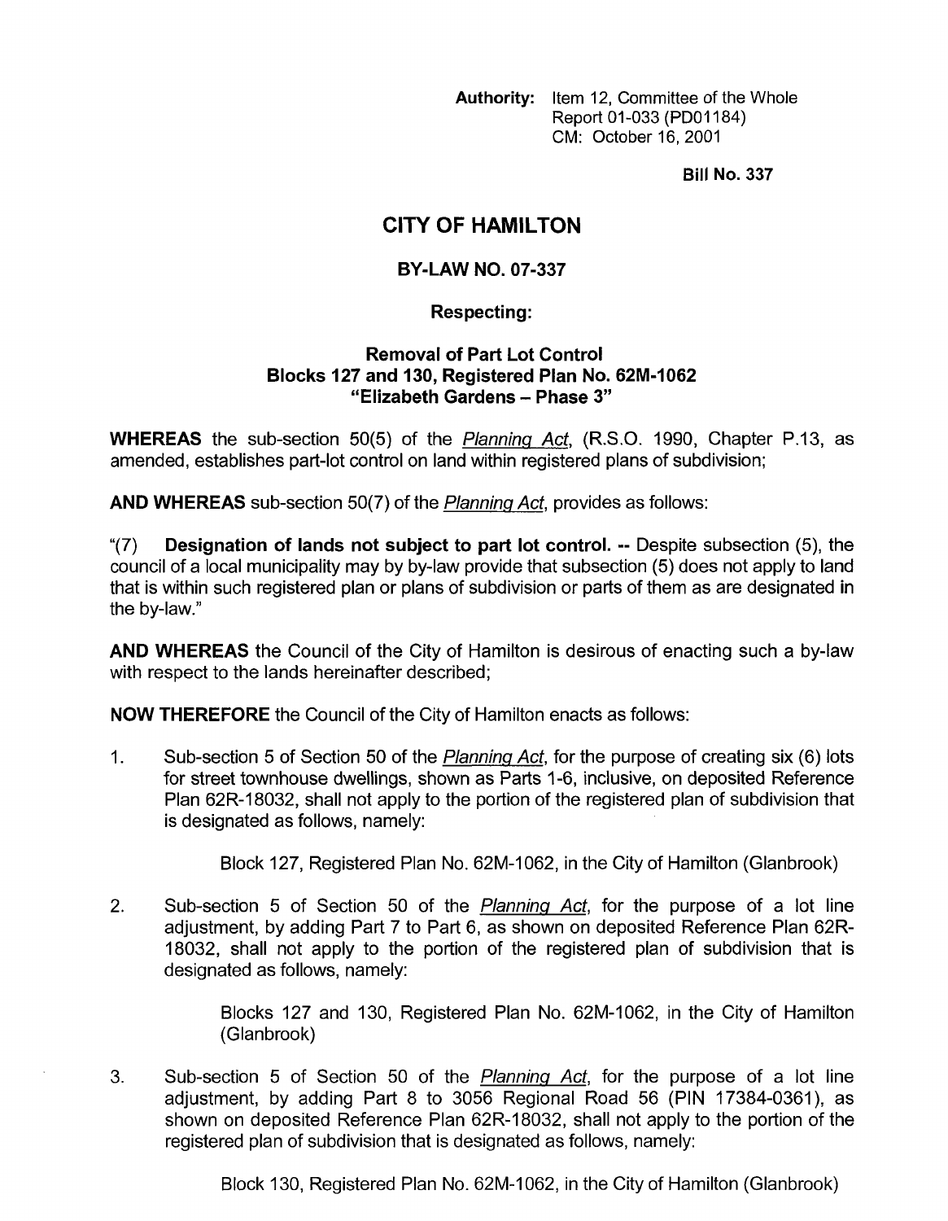**Authority:** Item 12, Committee of the Whole
Report 01-033 (PD01184)
CM: October 16, 2001

**Bill No. 337**

# CITY OF HAMILTON

## BY-LAW NO. 07-337

### Respecting:

### Removal of Part Lot Control
### Blocks 127 and 130, Registered Plan No. 62M-1062
### "Elizabeth Gardens – Phase 3"

**WHEREAS** the sub-section 50(5) of the *Planning Act*, (R.S.O. 1990, Chapter P.13, as amended, establishes part-lot control on land within registered plans of subdivision;

**AND WHEREAS** sub-section 50(7) of the *Planning Act*, provides as follows:

"(7) **Designation of lands not subject to part lot control. --** Despite subsection (5), the council of a local municipality may by by-law provide that subsection (5) does not apply to land that is within such registered plan or plans of subdivision or parts of them as are designated in the by-law."

**AND WHEREAS** the Council of the City of Hamilton is desirous of enacting such a by-law with respect to the lands hereinafter described;

**NOW THEREFORE** the Council of the City of Hamilton enacts as follows:

1. Sub-section 5 of Section 50 of the *Planning Act*, for the purpose of creating six (6) lots for street townhouse dwellings, shown as Parts 1-6, inclusive, on deposited Reference Plan 62R-18032, shall not apply to the portion of the registered plan of subdivision that is designated as follows, namely:

   Block 127, Registered Plan No. 62M-1062, in the City of Hamilton (Glanbrook)

2. Sub-section 5 of Section 50 of the *Planning Act*, for the purpose of a lot line adjustment, by adding Part 7 to Part 6, as shown on deposited Reference Plan 62R-18032, shall not apply to the portion of the registered plan of subdivision that is designated as follows, namely:

   Blocks 127 and 130, Registered Plan No. 62M-1062, in the City of Hamilton (Glanbrook)

3. Sub-section 5 of Section 50 of the *Planning Act*, for the purpose of a lot line adjustment, by adding Part 8 to 3056 Regional Road 56 (PIN 17384-0361), as shown on deposited Reference Plan 62R-18032, shall not apply to the portion of the registered plan of subdivision that is designated as follows, namely:

   Block 130, Registered Plan No. 62M-1062, in the City of Hamilton (Glanbrook)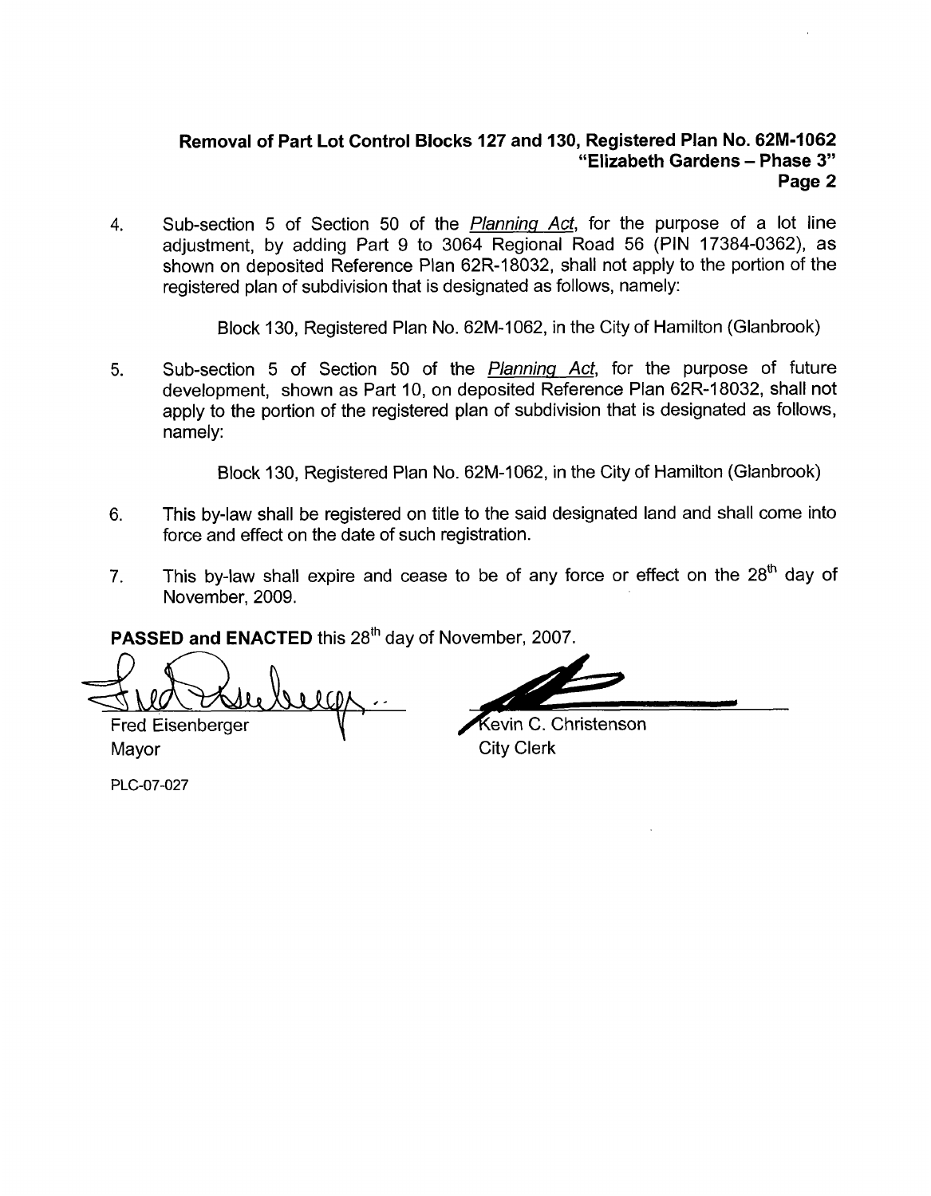**Removal of Part Lot Control Blocks 127 and 130, Registered Plan No. 62M-1062 "Elizabeth Gardens – Phase 3"**

4. Sub-section 5 of Section 50 of the *Planning Act*, for the purpose of a lot line adjustment, by adding Part 9 to 3064 Regional Road 56 (PIN 17384-0362), as shown on deposited Reference Plan 62R-18032, shall not apply to the portion of the registered plan of subdivision that is designated as follows, namely:

   Block 130, Registered Plan No. 62M-1062, in the City of Hamilton (Glanbrook)

5. Sub-section 5 of Section 50 of the *Planning Act*, for the purpose of future development, shown as Part 10, on deposited Reference Plan 62R-18032, shall not apply to the portion of the registered plan of subdivision that is designated as follows, namely:

   Block 130, Registered Plan No. 62M-1062, in the City of Hamilton (Glanbrook)

6. This by-law shall be registered on title to the said designated land and shall come into force and effect on the date of such registration.

7. This by-law shall expire and cease to be of any force or effect on the 28th day of November, 2009.

**PASSED and ENACTED** this 28th day of November, 2007.

Fred Eisenberger
Mayor

Kevin C. Christenson
City Clerk

PLC-07-027